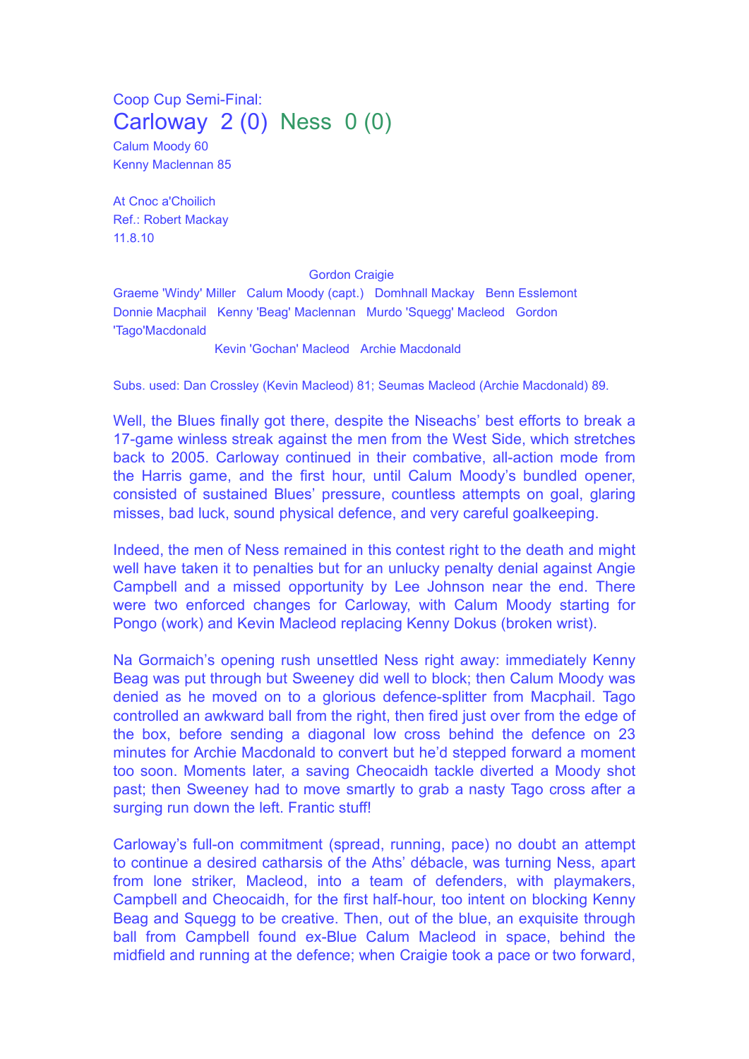Coop Cup Semi-Final:

# Carloway 2 (0) Ness 0 (0)

Calum Moody 60
Kenny Maclennan 85

At Cnoc a'Choilich
Ref.: Robert Mackay
11.8.10

Gordon Craigie

Graeme 'Windy' Miller   Calum Moody (capt.)   Domhnall Mackay   Benn Esslemont

Donnie Macphail   Kenny 'Beag' Maclennan   Murdo 'Squegg' Macleod   Gordon 'Tago'Macdonald

Kevin 'Gochan' Macleod   Archie Macdonald

Subs. used: Dan Crossley (Kevin Macleod) 81; Seumas Macleod (Archie Macdonald) 89.

Well, the Blues finally got there, despite the Niseachs' best efforts to break a 17-game winless streak against the men from the West Side, which stretches back to 2005. Carloway continued in their combative, all-action mode from the Harris game, and the first hour, until Calum Moody's bundled opener, consisted of sustained Blues' pressure, countless attempts on goal, glaring misses, bad luck, sound physical defence, and very careful goalkeeping.

Indeed, the men of Ness remained in this contest right to the death and might well have taken it to penalties but for an unlucky penalty denial against Angie Campbell and a missed opportunity by Lee Johnson near the end. There were two enforced changes for Carloway, with Calum Moody starting for Pongo (work) and Kevin Macleod replacing Kenny Dokus (broken wrist).

Na Gormaich's opening rush unsettled Ness right away: immediately Kenny Beag was put through but Sweeney did well to block; then Calum Moody was denied as he moved on to a glorious defence-splitter from Macphail. Tago controlled an awkward ball from the right, then fired just over from the edge of the box, before sending a diagonal low cross behind the defence on 23 minutes for Archie Macdonald to convert but he'd stepped forward a moment too soon. Moments later, a saving Cheocaidh tackle diverted a Moody shot past; then Sweeney had to move smartly to grab a nasty Tago cross after a surging run down the left. Frantic stuff!

Carloway's full-on commitment (spread, running, pace) no doubt an attempt to continue a desired catharsis of the Aths' débacle, was turning Ness, apart from lone striker, Macleod, into a team of defenders, with playmakers, Campbell and Cheocaidh, for the first half-hour, too intent on blocking Kenny Beag and Squegg to be creative. Then, out of the blue, an exquisite through ball from Campbell found ex-Blue Calum Macleod in space, behind the midfield and running at the defence; when Craigie took a pace or two forward,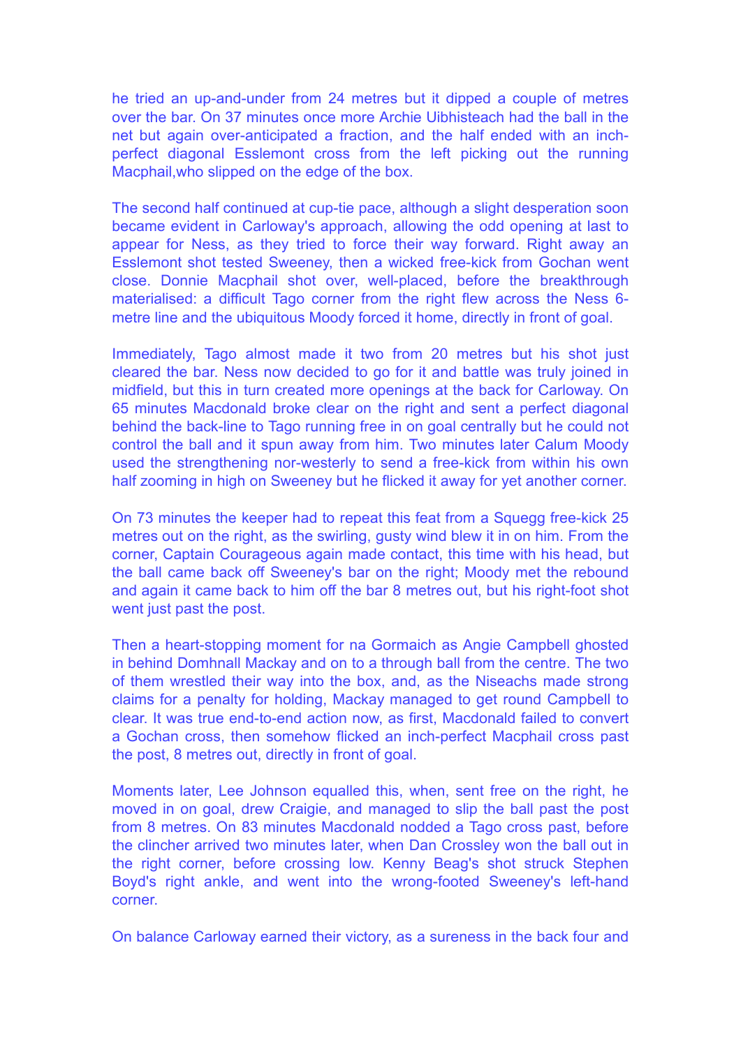he tried an up-and-under from 24 metres but it dipped a couple of metres over the bar. On 37 minutes once more Archie Uibhisteach had the ball in the net but again over-anticipated a fraction, and the half ended with an inch-perfect diagonal Esslemont cross from the left picking out the running Macphail,who slipped on the edge of the box.

The second half continued at cup-tie pace, although a slight desperation soon became evident in Carloway's approach, allowing the odd opening at last to appear for Ness, as they tried to force their way forward. Right away an Esslemont shot tested Sweeney, then a wicked free-kick from Gochan went close. Donnie Macphail shot over, well-placed, before the breakthrough materialised: a difficult Tago corner from the right flew across the Ness 6-metre line and the ubiquitous Moody forced it home, directly in front of goal.

Immediately, Tago almost made it two from 20 metres but his shot just cleared the bar. Ness now decided to go for it and battle was truly joined in midfield, but this in turn created more openings at the back for Carloway. On 65 minutes Macdonald broke clear on the right and sent a perfect diagonal behind the back-line to Tago running free in on goal centrally but he could not control the ball and it spun away from him. Two minutes later Calum Moody used the strengthening nor-westerly to send a free-kick from within his own half zooming in high on Sweeney but he flicked it away for yet another corner.

On 73 minutes the keeper had to repeat this feat from a Squegg free-kick 25 metres out on the right, as the swirling, gusty wind blew it in on him. From the corner, Captain Courageous again made contact, this time with his head, but the ball came back off Sweeney's bar on the right; Moody met the rebound and again it came back to him off the bar 8 metres out, but his right-foot shot went just past the post.

Then a heart-stopping moment for na Gormaich as Angie Campbell ghosted in behind Domhnall Mackay and on to a through ball from the centre. The two of them wrestled their way into the box, and, as the Niseachs made strong claims for a penalty for holding, Mackay managed to get round Campbell to clear. It was true end-to-end action now, as first, Macdonald failed to convert a Gochan cross, then somehow flicked an inch-perfect Macphail cross past the post, 8 metres out, directly in front of goal.

Moments later, Lee Johnson equalled this, when, sent free on the right, he moved in on goal, drew Craigie, and managed to slip the ball past the post from 8 metres. On 83 minutes Macdonald nodded a Tago cross past, before the clincher arrived two minutes later, when Dan Crossley won the ball out in the right corner, before crossing low. Kenny Beag's shot struck Stephen Boyd's right ankle, and went into the wrong-footed Sweeney's left-hand corner.

On balance Carloway earned their victory, as a sureness in the back four and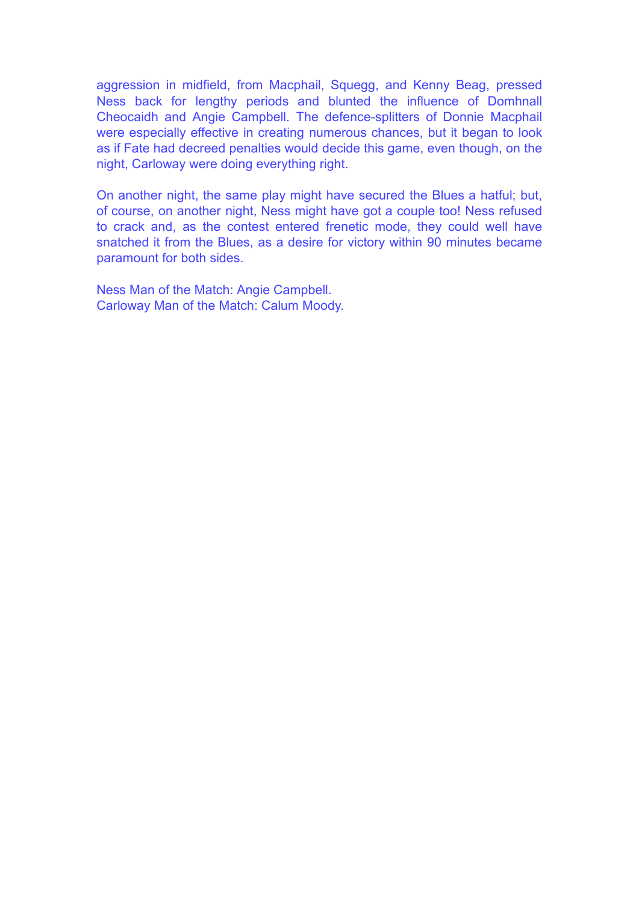aggression in midfield, from Macphail, Squegg, and Kenny Beag, pressed Ness back for lengthy periods and blunted the influence of Domhnall Cheocaidh and Angie Campbell. The defence-splitters of Donnie Macphail were especially effective in creating numerous chances, but it began to look as if Fate had decreed penalties would decide this game, even though, on the night, Carloway were doing everything right.

On another night, the same play might have secured the Blues a hatful; but, of course, on another night, Ness might have got a couple too! Ness refused to crack and, as the contest entered frenetic mode, they could well have snatched it from the Blues, as a desire for victory within 90 minutes became paramount for both sides.

Ness Man of the Match: Angie Campbell.
Carloway Man of the Match: Calum Moody.